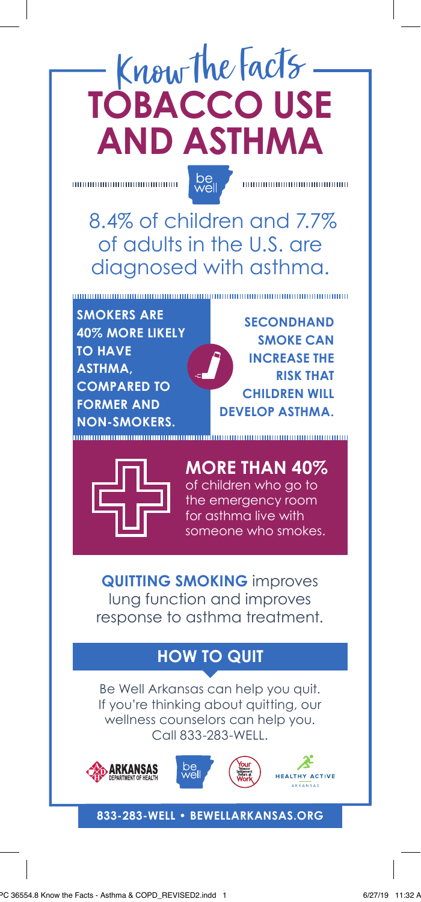Know the Facts

# TOBACCO USE AND ASTHMA

8.4% of children and 7.7% of adults in the U.S. are diagnosed with asthma.

**SMOKERS ARE 40% MORE LIKELY TO HAVE ASTHMA, COMPARED TO FORMER AND NON-SMOKERS.**

**SECONDHAND SMOKE CAN INCREASE THE RISK THAT CHILDREN WILL DEVELOP ASTHMA.**

**MORE THAN 40%** of children who go to the emergency room for asthma live with someone who smokes.

**QUITTING SMOKING** improves lung function and improves response to asthma treatment.

## HOW TO QUIT

Be Well Arkansas can help you quit. If you're thinking about quitting, our wellness counselors can help you. Call 833-283-WELL.

**833-283-WELL • BEWELLARKANSAS.ORG**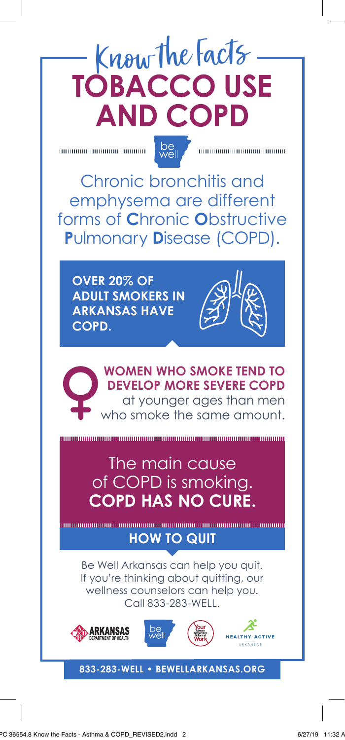# Know the Facts

# TOBACCO USE AND COPD

be well

Chronic bronchitis and emphysema are different forms of **C**hronic **O**bstructive **P**ulmonary **D**isease (COPD).

**OVER 20% OF ADULT SMOKERS IN ARKANSAS HAVE COPD.**

**WOMEN WHO SMOKE TEND TO DEVELOP MORE SEVERE COPD** at younger ages than men who smoke the same amount.

The main cause of COPD is smoking. **COPD HAS NO CURE.**

## HOW TO QUIT

Be Well Arkansas can help you quit. If you're thinking about quitting, our wellness counselors can help you. Call 833-283-WELL.

ARKANSAS DEPARTMENT OF HEALTH · be well · Your Tobacco Settlement Dollars at Work · HEALTHY ACTIVE ARKANSAS

**833-283-WELL • BEWELLARKANSAS.ORG**